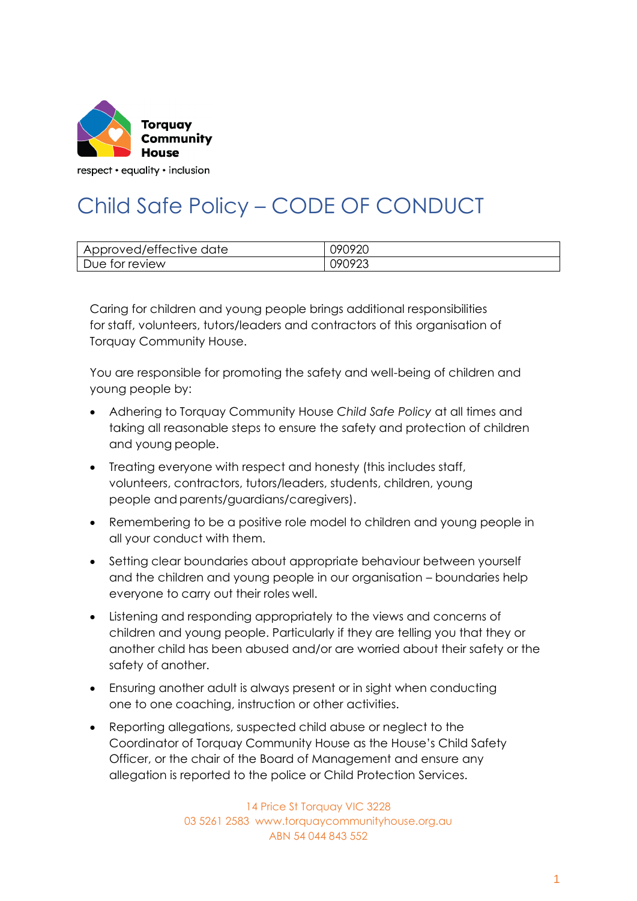Torquay Community House

respect • equality • inclusion

# Child Safe Policy – CODE OF CONDUCT

| Approved/effective date | 090920 |
| --- | --- |
| Due for review | 090923 |

Caring for children and young people brings additional responsibilities for staff, volunteers, tutors/leaders and contractors of this organisation of Torquay Community House.

You are responsible for promoting the safety and well-being of children and young people by:

- Adhering to Torquay Community House *Child Safe Policy* at all times and taking all reasonable steps to ensure the safety and protection of children and young people.
- Treating everyone with respect and honesty (this includes staff, volunteers, contractors, tutors/leaders, students, children, young people and parents/guardians/caregivers).
- Remembering to be a positive role model to children and young people in all your conduct with them.
- Setting clear boundaries about appropriate behaviour between yourself and the children and young people in our organisation – boundaries help everyone to carry out their roles well.
- Listening and responding appropriately to the views and concerns of children and young people. Particularly if they are telling you that they or another child has been abused and/or are worried about their safety or the safety of another.
- Ensuring another adult is always present or in sight when conducting one to one coaching, instruction or other activities.
- Reporting allegations, suspected child abuse or neglect to the Coordinator of Torquay Community House as the House's Child Safety Officer, or the chair of the Board of Management and ensure any allegation is reported to the police or Child Protection Services.

14 Price St Torquay VIC 3228
03 5261 2583 www.torquaycommunityhouse.org.au
ABN 54 044 843 552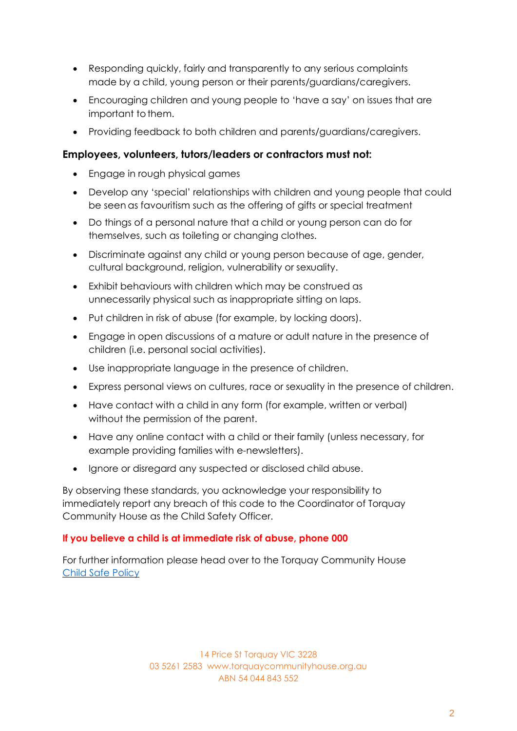- Responding quickly, fairly and transparently to any serious complaints made by a child, young person or their parents/guardians/caregivers.
- Encouraging children and young people to 'have a say' on issues that are important to them.
- Providing feedback to both children and parents/guardians/caregivers.

**Employees, volunteers, tutors/leaders or contractors must not:**

- Engage in rough physical games
- Develop any 'special' relationships with children and young people that could be seen as favouritism such as the offering of gifts or special treatment
- Do things of a personal nature that a child or young person can do for themselves, such as toileting or changing clothes.
- Discriminate against any child or young person because of age, gender, cultural background, religion, vulnerability or sexuality.
- Exhibit behaviours with children which may be construed as unnecessarily physical such as inappropriate sitting on laps.
- Put children in risk of abuse (for example, by locking doors).
- Engage in open discussions of a mature or adult nature in the presence of children (i.e. personal social activities).
- Use inappropriate language in the presence of children.
- Express personal views on cultures, race or sexuality in the presence of children.
- Have contact with a child in any form (for example, written or verbal) without the permission of the parent.
- Have any online contact with a child or their family (unless necessary, for example providing families with e-newsletters).
- Ignore or disregard any suspected or disclosed child abuse.

By observing these standards, you acknowledge your responsibility to immediately report any breach of this code to the Coordinator of Torquay Community House as the Child Safety Officer.

**If you believe a child is at immediate risk of abuse, phone 000**

For further information please head over to the Torquay Community House [Child Safe Policy]

14 Price St Torquay VIC 3228
03 5261 2583 www.torquaycommunityhouse.org.au
ABN 54 044 843 552